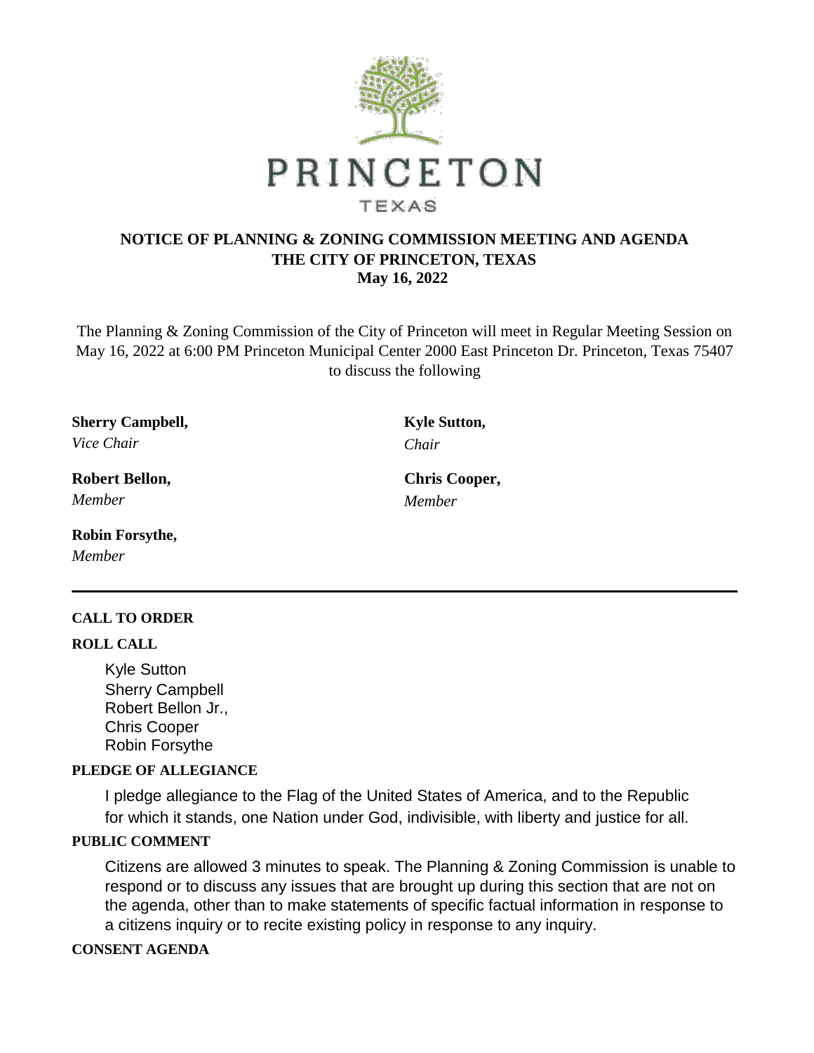PRINCETON

TEXAS

# NOTICE OF PLANNING & ZONING COMMISSION MEETING AND AGENDA
## THE CITY OF PRINCETON, TEXAS
### May 16, 2022

The Planning & Zoning Commission of the City of Princeton will meet in Regular Meeting Session on May 16, 2022 at 6:00 PM Princeton Municipal Center 2000 East Princeton Dr. Princeton, Texas 75407 to discuss the following

**Kyle Sutton,**
*Chair*

**Sherry Campbell,**
*Vice Chair*

**Robert Bellon,**
*Member*

**Chris Cooper,**
*Member*

**Robin Forsythe,**
*Member*

---

**CALL TO ORDER**

**ROLL CALL**

Kyle Sutton
Sherry Campbell
Robert Bellon Jr.,
Chris Cooper
Robin Forsythe

**PLEDGE OF ALLEGIANCE**

I pledge allegiance to the Flag of the United States of America, and to the Republic for which it stands, one Nation under God, indivisible, with liberty and justice for all.

**PUBLIC COMMENT**

Citizens are allowed 3 minutes to speak. The Planning & Zoning Commission is unable to respond or to discuss any issues that are brought up during this section that are not on the agenda, other than to make statements of specific factual information in response to a citizens inquiry or to recite existing policy in response to any inquiry.

**CONSENT AGENDA**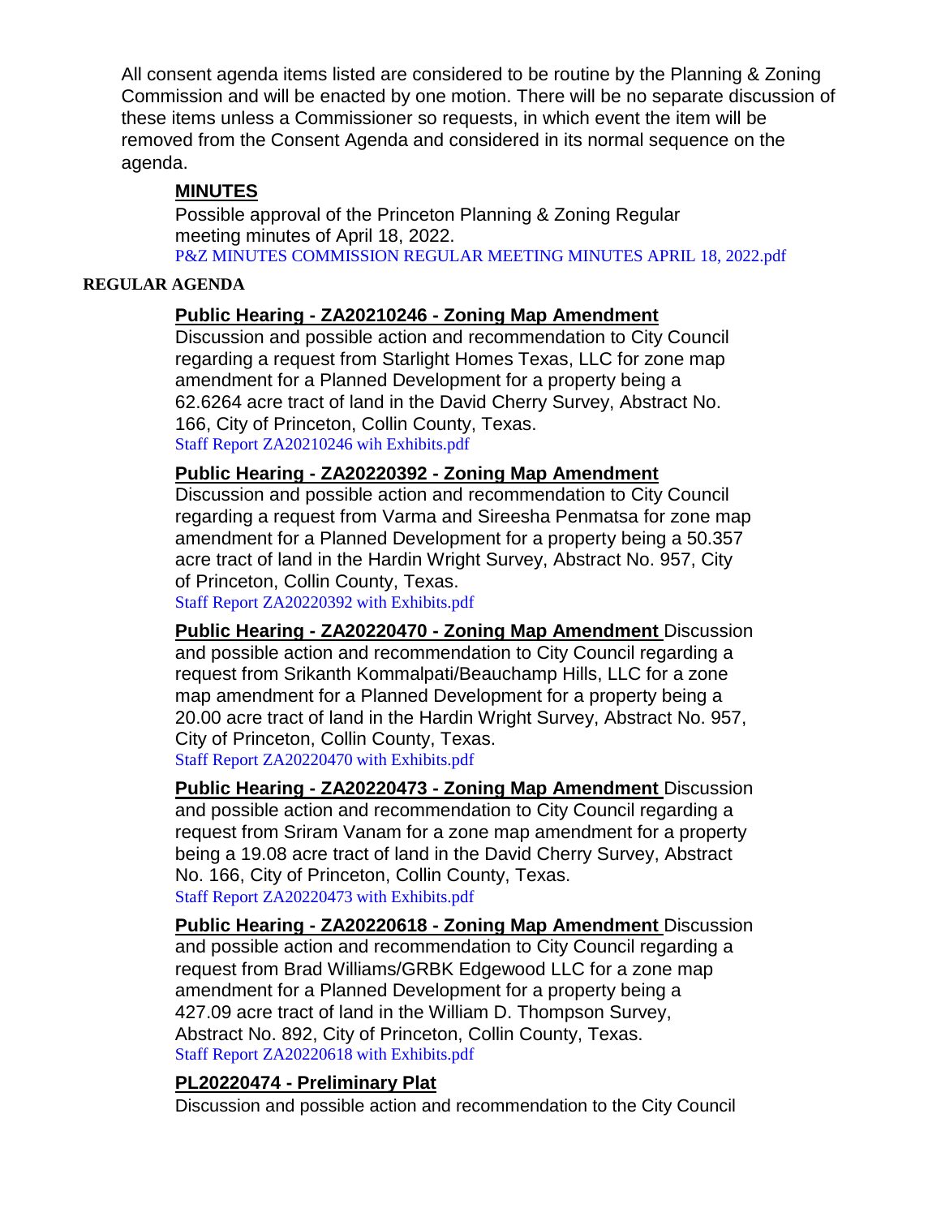All consent agenda items listed are considered to be routine by the Planning & Zoning Commission and will be enacted by one motion. There will be no separate discussion of these items unless a Commissioner so requests, in which event the item will be removed from the Consent Agenda and considered in its normal sequence on the agenda.

**MINUTES**

Possible approval of the Princeton Planning & Zoning Regular meeting minutes of April 18, 2022.

P&Z MINUTES COMMISSION REGULAR MEETING MINUTES APRIL 18, 2022.pdf

**REGULAR AGENDA**

**Public Hearing - ZA20210246 - Zoning Map Amendment**

Discussion and possible action and recommendation to City Council regarding a request from Starlight Homes Texas, LLC for zone map amendment for a Planned Development for a property being a 62.6264 acre tract of land in the David Cherry Survey, Abstract No. 166, City of Princeton, Collin County, Texas.

Staff Report ZA20210246 wih Exhibits.pdf

**Public Hearing - ZA20220392 - Zoning Map Amendment**

Discussion and possible action and recommendation to City Council regarding a request from Varma and Sireesha Penmatsa for zone map amendment for a Planned Development for a property being a 50.357 acre tract of land in the Hardin Wright Survey, Abstract No. 957, City of Princeton, Collin County, Texas.

Staff Report ZA20220392 with Exhibits.pdf

**Public Hearing - ZA20220470 - Zoning Map Amendment** Discussion and possible action and recommendation to City Council regarding a request from Srikanth Kommalpati/Beauchamp Hills, LLC for a zone map amendment for a Planned Development for a property being a 20.00 acre tract of land in the Hardin Wright Survey, Abstract No. 957, City of Princeton, Collin County, Texas.

Staff Report ZA20220470 with Exhibits.pdf

**Public Hearing - ZA20220473 - Zoning Map Amendment** Discussion and possible action and recommendation to City Council regarding a request from Sriram Vanam for a zone map amendment for a property being a 19.08 acre tract of land in the David Cherry Survey, Abstract No. 166, City of Princeton, Collin County, Texas.

Staff Report ZA20220473 with Exhibits.pdf

**Public Hearing - ZA20220618 - Zoning Map Amendment** Discussion and possible action and recommendation to City Council regarding a request from Brad Williams/GRBK Edgewood LLC for a zone map amendment for a Planned Development for a property being a 427.09 acre tract of land in the William D. Thompson Survey, Abstract No. 892, City of Princeton, Collin County, Texas.

Staff Report ZA20220618 with Exhibits.pdf

**PL20220474 - Preliminary Plat**

Discussion and possible action and recommendation to the City Council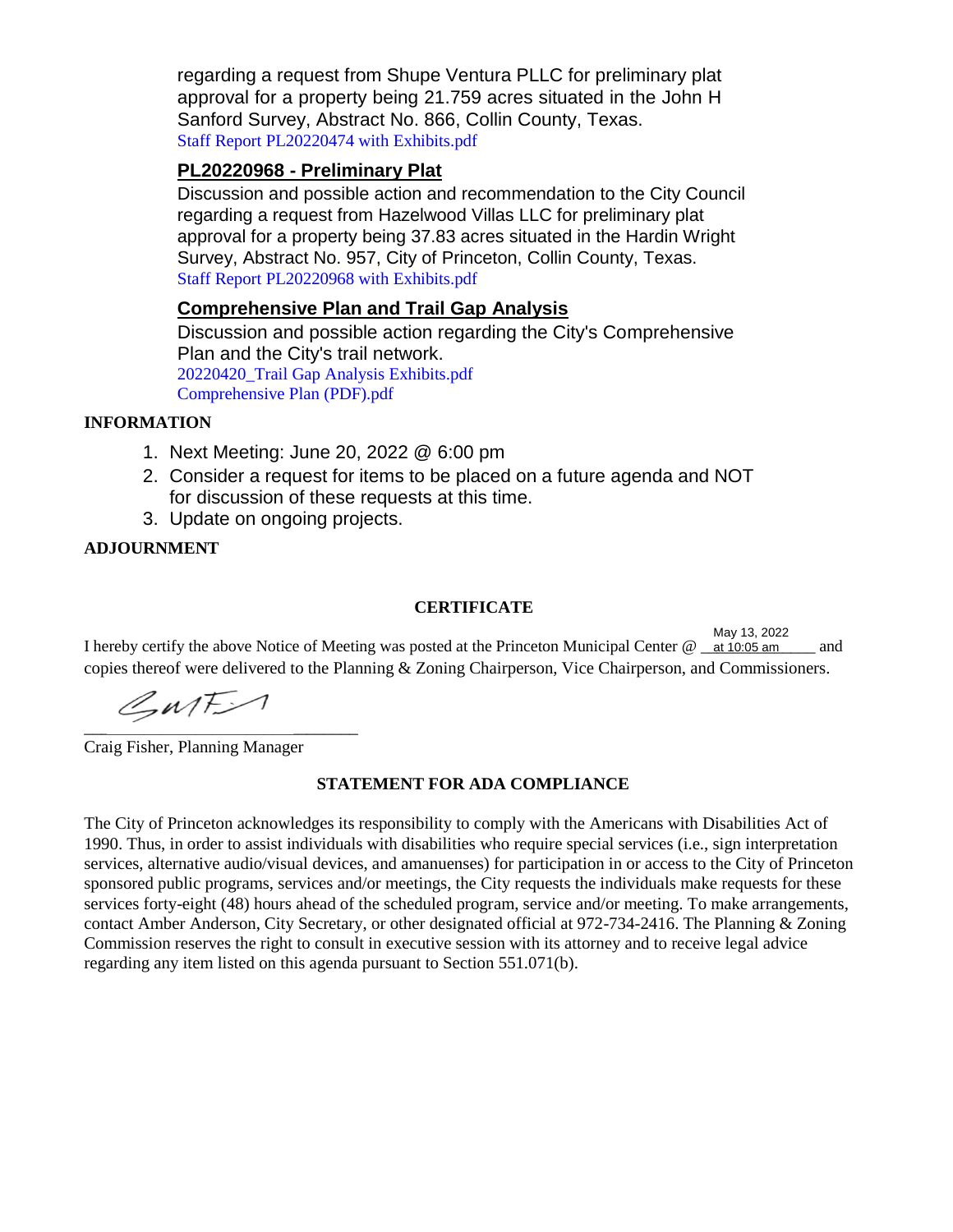regarding a request from Shupe Ventura PLLC for preliminary plat approval for a property being 21.759 acres situated in the John H Sanford Survey, Abstract No. 866, Collin County, Texas.
Staff Report PL20220474 with Exhibits.pdf

### PL20220968 - Preliminary Plat

Discussion and possible action and recommendation to the City Council regarding a request from Hazelwood Villas LLC for preliminary plat approval for a property being 37.83 acres situated in the Hardin Wright Survey, Abstract No. 957, City of Princeton, Collin County, Texas.
Staff Report PL20220968 with Exhibits.pdf

### Comprehensive Plan and Trail Gap Analysis

Discussion and possible action regarding the City's Comprehensive Plan and the City's trail network.
20220420_Trail Gap Analysis Exhibits.pdf
Comprehensive Plan (PDF).pdf

**INFORMATION**

1. Next Meeting: June 20, 2022 @ 6:00 pm
2. Consider a request for items to be placed on a future agenda and NOT for discussion of these requests at this time.
3. Update on ongoing projects.

**ADJOURNMENT**

**CERTIFICATE**

I hereby certify the above Notice of Meeting was posted at the Princeton Municipal Center @ May 13, 2022 at 10:05 am and copies thereof were delivered to the Planning & Zoning Chairperson, Vice Chairperson, and Commissioners.

Craig Fisher, Planning Manager

**STATEMENT FOR ADA COMPLIANCE**

The City of Princeton acknowledges its responsibility to comply with the Americans with Disabilities Act of 1990. Thus, in order to assist individuals with disabilities who require special services (i.e., sign interpretation services, alternative audio/visual devices, and amanuenses) for participation in or access to the City of Princeton sponsored public programs, services and/or meetings, the City requests the individuals make requests for these services forty-eight (48) hours ahead of the scheduled program, service and/or meeting. To make arrangements, contact Amber Anderson, City Secretary, or other designated official at 972-734-2416. The Planning & Zoning Commission reserves the right to consult in executive session with its attorney and to receive legal advice regarding any item listed on this agenda pursuant to Section 551.071(b).